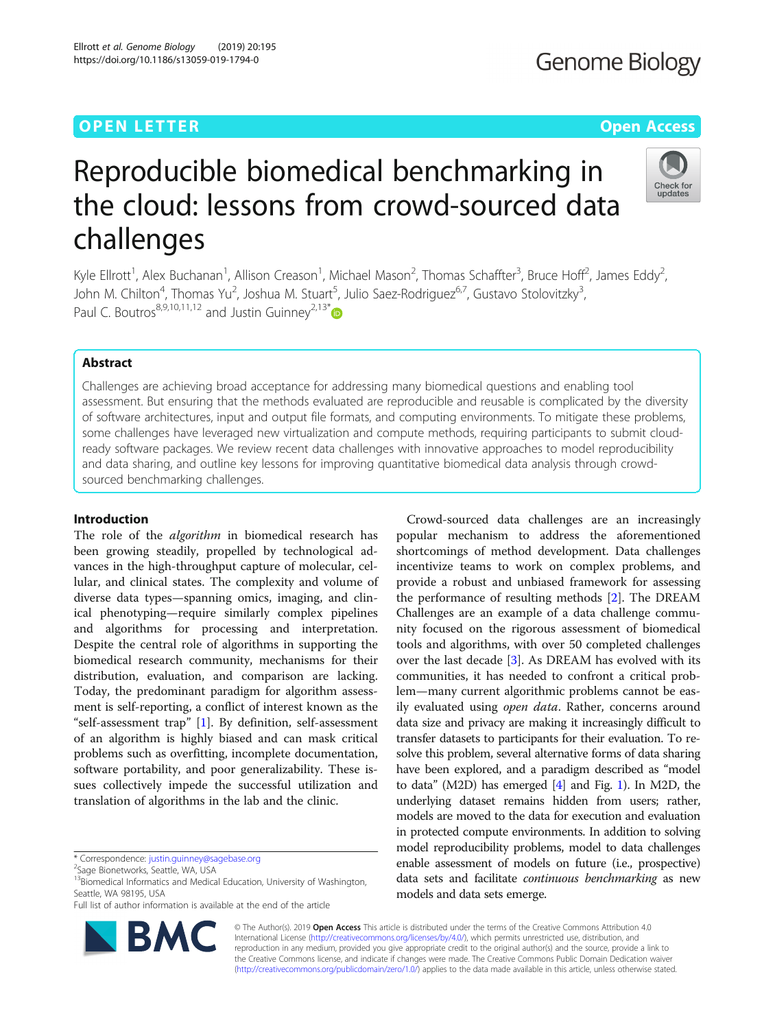OPEN LETTER

Open Access

# Reproducible biomedical benchmarking in the cloud: lessons from crowd-sourced data challenges

Kyle Ellrott[1], Alex Buchanan[1], Allison Creason[1], Michael Mason[2], Thomas Schaffter[3], Bruce Hoff[2], James Eddy[2], John M. Chilton[4], Thomas Yu[2], Joshua M. Stuart[5], Julio Saez-Rodriguez[6,7], Gustavo Stolovitzky[3], Paul C. Boutros[8,9,10,11,12] and Justin Guinney[2,13*]

## Abstract

Challenges are achieving broad acceptance for addressing many biomedical questions and enabling tool assessment. But ensuring that the methods evaluated are reproducible and reusable is complicated by the diversity of software architectures, input and output file formats, and computing environments. To mitigate these problems, some challenges have leveraged new virtualization and compute methods, requiring participants to submit cloud-ready software packages. We review recent data challenges with innovative approaches to model reproducibility and data sharing, and outline key lessons for improving quantitative biomedical data analysis through crowd-sourced benchmarking challenges.

## Introduction

The role of the *algorithm* in biomedical research has been growing steadily, propelled by technological advances in the high-throughput capture of molecular, cellular, and clinical states. The complexity and volume of diverse data types—spanning omics, imaging, and clinical phenotyping—require similarly complex pipelines and algorithms for processing and interpretation. Despite the central role of algorithms in supporting the biomedical research community, mechanisms for their distribution, evaluation, and comparison are lacking. Today, the predominant paradigm for algorithm assessment is self-reporting, a conflict of interest known as the "self-assessment trap" [1]. By definition, self-assessment of an algorithm is highly biased and can mask critical problems such as overfitting, incomplete documentation, software portability, and poor generalizability. These issues collectively impede the successful utilization and translation of algorithms in the lab and the clinic.

Crowd-sourced data challenges are an increasingly popular mechanism to address the aforementioned shortcomings of method development. Data challenges incentivize teams to work on complex problems, and provide a robust and unbiased framework for assessing the performance of resulting methods [2]. The DREAM Challenges are an example of a data challenge community focused on the rigorous assessment of biomedical tools and algorithms, with over 50 completed challenges over the last decade [3]. As DREAM has evolved with its communities, it has needed to confront a critical problem—many current algorithmic problems cannot be easily evaluated using *open data*. Rather, concerns around data size and privacy are making it increasingly difficult to transfer datasets to participants for their evaluation. To resolve this problem, several alternative forms of data sharing have been explored, and a paradigm described as "model to data" (M2D) has emerged [4] and Fig. 1). In M2D, the underlying dataset remains hidden from users; rather, models are moved to the data for execution and evaluation in protected compute environments. In addition to solving model reproducibility problems, model to data challenges enable assessment of models on future (i.e., prospective) data sets and facilitate *continuous benchmarking* as new models and data sets emerge.

* Correspondence: justin.guinney@sagebase.org
[2]Sage Bionetworks, Seattle, WA, USA
[13]Biomedical Informatics and Medical Education, University of Washington, Seattle, WA 98195, USA
Full list of author information is available at the end of the article

© The Author(s). 2019 **Open Access** This article is distributed under the terms of the Creative Commons Attribution 4.0 International License (http://creativecommons.org/licenses/by/4.0/), which permits unrestricted use, distribution, and reproduction in any medium, provided you give appropriate credit to the original author(s) and the source, provide a link to the Creative Commons license, and indicate if changes were made. The Creative Commons Public Domain Dedication waiver (http://creativecommons.org/publicdomain/zero/1.0/) applies to the data made available in this article, unless otherwise stated.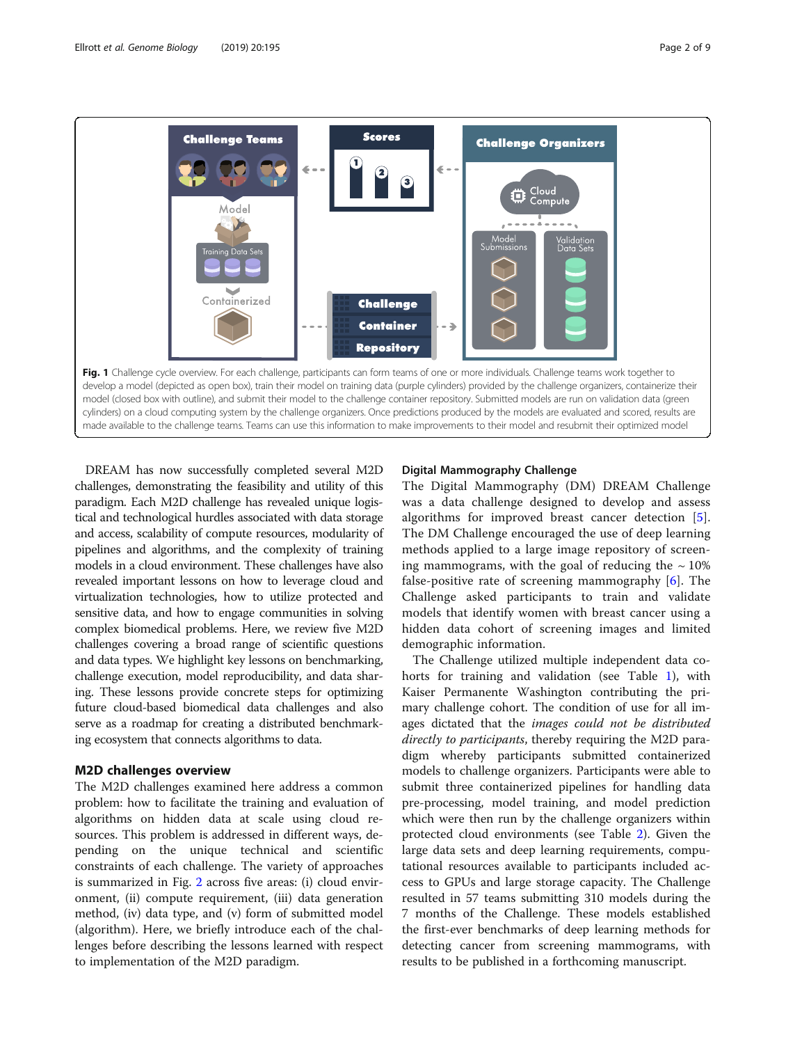Fig. 1 Challenge cycle overview. For each challenge, participants can form teams of one or more individuals. Challenge teams work together to develop a model (depicted as open box), train their model on training data (purple cylinders) provided by the challenge organizers, containerize their model (closed box with outline), and submit their model to the challenge container repository. Submitted models are run on validation data (green cylinders) on a cloud computing system by the challenge organizers. Once predictions produced by the models are evaluated and scored, results are made available to the challenge teams. Teams can use this information to make improvements to their model and resubmit their optimized model

DREAM has now successfully completed several M2D challenges, demonstrating the feasibility and utility of this paradigm. Each M2D challenge has revealed unique logistical and technological hurdles associated with data storage and access, scalability of compute resources, modularity of pipelines and algorithms, and the complexity of training models in a cloud environment. These challenges have also revealed important lessons on how to leverage cloud and virtualization technologies, how to utilize protected and sensitive data, and how to engage communities in solving complex biomedical problems. Here, we review five M2D challenges covering a broad range of scientific questions and data types. We highlight key lessons on benchmarking, challenge execution, model reproducibility, and data sharing. These lessons provide concrete steps for optimizing future cloud-based biomedical data challenges and also serve as a roadmap for creating a distributed benchmarking ecosystem that connects algorithms to data.

## M2D challenges overview

The M2D challenges examined here address a common problem: how to facilitate the training and evaluation of algorithms on hidden data at scale using cloud resources. This problem is addressed in different ways, depending on the unique technical and scientific constraints of each challenge. The variety of approaches is summarized in Fig. 2 across five areas: (i) cloud environment, (ii) compute requirement, (iii) data generation method, (iv) data type, and (v) form of submitted model (algorithm). Here, we briefly introduce each of the challenges before describing the lessons learned with respect to implementation of the M2D paradigm.

### Digital Mammography Challenge

The Digital Mammography (DM) DREAM Challenge was a data challenge designed to develop and assess algorithms for improved breast cancer detection [5]. The DM Challenge encouraged the use of deep learning methods applied to a large image repository of screening mammograms, with the goal of reducing the ~ 10% false-positive rate of screening mammography [6]. The Challenge asked participants to train and validate models that identify women with breast cancer using a hidden data cohort of screening images and limited demographic information.

The Challenge utilized multiple independent data cohorts for training and validation (see Table 1), with Kaiser Permanente Washington contributing the primary challenge cohort. The condition of use for all images dictated that the *images could not be distributed directly to participants*, thereby requiring the M2D paradigm whereby participants submitted containerized models to challenge organizers. Participants were able to submit three containerized pipelines for handling data pre-processing, model training, and model prediction which were then run by the challenge organizers within protected cloud environments (see Table 2). Given the large data sets and deep learning requirements, computational resources available to participants included access to GPUs and large storage capacity. The Challenge resulted in 57 teams submitting 310 models during the 7 months of the Challenge. These models established the first-ever benchmarks of deep learning methods for detecting cancer from screening mammograms, with results to be published in a forthcoming manuscript.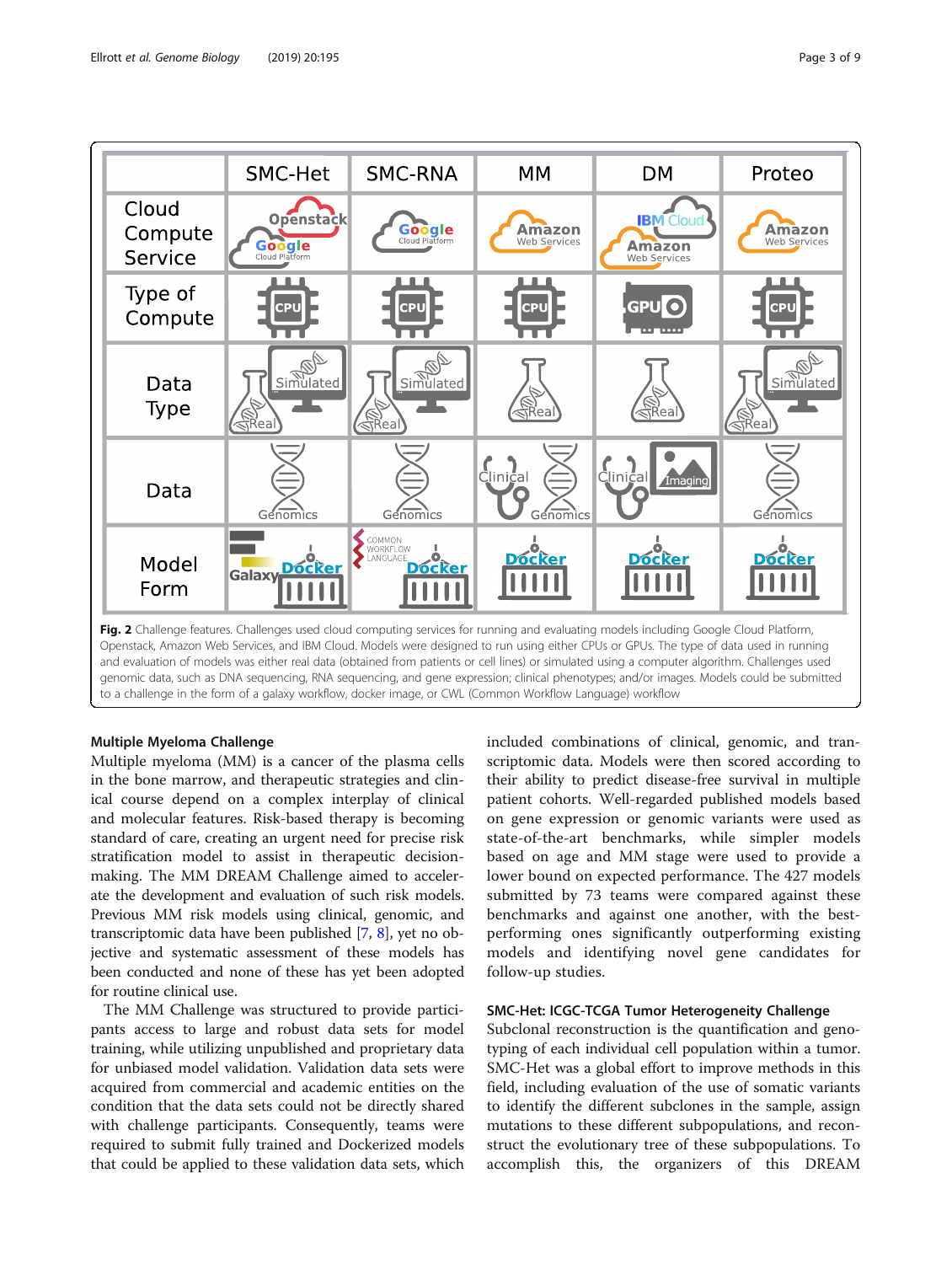| | SMC-Het | SMC-RNA | MM | DM | Proteo |
|---|---|---|---|---|---|
| Cloud Compute Service | Openstack, Google Cloud Platform | Google Cloud Platform | Amazon Web Services | IBM Cloud, Amazon Web Services | Amazon Web Services |
| Type of Compute | CPU | CPU | CPU | GPU | CPU |
| Data Type | Simulated, Real | Simulated, Real | Real | Real | Simulated, Real |
| Data | Genomics | Genomics | Clinical, Genomics | Clinical, Imaging | Genomics |
| Model Form | Galaxy, Docker | Common Workflow Language, Docker | Docker | Docker | Docker |

**Fig. 2** Challenge features. Challenges used cloud computing services for running and evaluating models including Google Cloud Platform, Openstack, Amazon Web Services, and IBM Cloud. Models were designed to run using either CPUs or GPUs. The type of data used in running and evaluation of models was either real data (obtained from patients or cell lines) or simulated using a computer algorithm. Challenges used genomic data, such as DNA sequencing, RNA sequencing, and gene expression; clinical phenotypes; and/or images. Models could be submitted to a challenge in the form of a galaxy workflow, docker image, or CWL (Common Workflow Language) workflow

### Multiple Myeloma Challenge

Multiple myeloma (MM) is a cancer of the plasma cells in the bone marrow, and therapeutic strategies and clinical course depend on a complex interplay of clinical and molecular features. Risk-based therapy is becoming standard of care, creating an urgent need for precise risk stratification model to assist in therapeutic decision-making. The MM DREAM Challenge aimed to accelerate the development and evaluation of such risk models. Previous MM risk models using clinical, genomic, and transcriptomic data have been published [7, 8], yet no objective and systematic assessment of these models has been conducted and none of these has yet been adopted for routine clinical use.

The MM Challenge was structured to provide participants access to large and robust data sets for model training, while utilizing unpublished and proprietary data for unbiased model validation. Validation data sets were acquired from commercial and academic entities on the condition that the data sets could not be directly shared with challenge participants. Consequently, teams were required to submit fully trained and Dockerized models that could be applied to these validation data sets, which included combinations of clinical, genomic, and transcriptomic data. Models were then scored according to their ability to predict disease-free survival in multiple patient cohorts. Well-regarded published models based on gene expression or genomic variants were used as state-of-the-art benchmarks, while simpler models based on age and MM stage were used to provide a lower bound on expected performance. The 427 models submitted by 73 teams were compared against these benchmarks and against one another, with the best-performing ones significantly outperforming existing models and identifying novel gene candidates for follow-up studies.

### SMC-Het: ICGC-TCGA Tumor Heterogeneity Challenge

Subclonal reconstruction is the quantification and genotyping of each individual cell population within a tumor. SMC-Het was a global effort to improve methods in this field, including evaluation of the use of somatic variants to identify the different subclones in the sample, assign mutations to these different subpopulations, and reconstruct the evolutionary tree of these subpopulations. To accomplish this, the organizers of this DREAM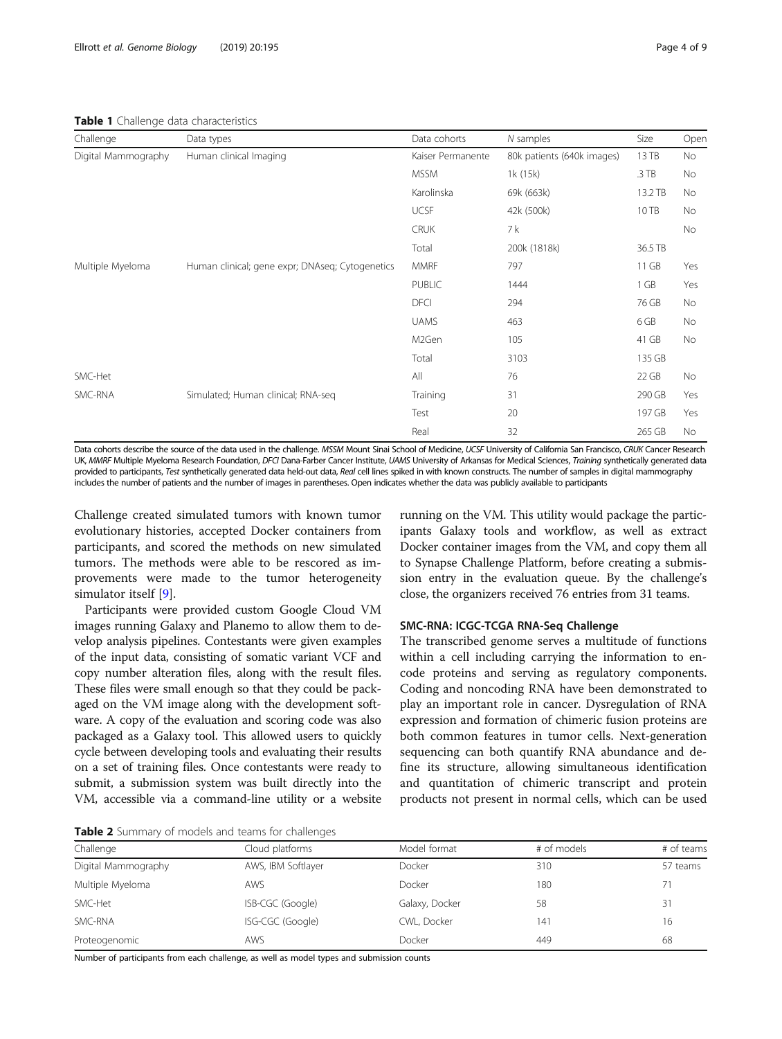**Table 1** Challenge data characteristics

| Challenge | Data types | Data cohorts | N samples | Size | Open |
|---|---|---|---|---|---|
| Digital Mammography | Human clinical Imaging | Kaiser Permanente | 80k patients (640k images) | 13 TB | No |
| | | MSSM | 1k (15k) | .3 TB | No |
| | | Karolinska | 69k (663k) | 13.2 TB | No |
| | | UCSF | 42k (500k) | 10 TB | No |
| | | CRUK | 7 k | | No |
| | | Total | 200k (1818k) | 36.5 TB | |
| Multiple Myeloma | Human clinical; gene expr; DNAseq; Cytogenetics | MMRF | 797 | 11 GB | Yes |
| | | PUBLIC | 1444 | 1 GB | Yes |
| | | DFCI | 294 | 76 GB | No |
| | | UAMS | 463 | 6 GB | No |
| | | M2Gen | 105 | 41 GB | No |
| | | Total | 3103 | 135 GB | |
| SMC-Het | | All | 76 | 22 GB | No |
| SMC-RNA | Simulated; Human clinical; RNA-seq | Training | 31 | 290 GB | Yes |
| | | Test | 20 | 197 GB | Yes |
| | | Real | 32 | 265 GB | No |

Data cohorts describe the source of the data used in the challenge. *MSSM* Mount Sinai School of Medicine, *UCSF* University of California San Francisco, *CRUK* Cancer Research UK, *MMRF* Multiple Myeloma Research Foundation, *DFCI* Dana-Farber Cancer Institute, *UAMS* University of Arkansas for Medical Sciences, *Training* synthetically generated data provided to participants, *Test* synthetically generated data held-out data, *Real* cell lines spiked in with known constructs. The number of samples in digital mammography includes the number of patients and the number of images in parentheses. Open indicates whether the data was publicly available to participants

Challenge created simulated tumors with known tumor evolutionary histories, accepted Docker containers from participants, and scored the methods on new simulated tumors. The methods were able to be rescored as improvements were made to the tumor heterogeneity simulator itself [9].

Participants were provided custom Google Cloud VM images running Galaxy and Planemo to allow them to develop analysis pipelines. Contestants were given examples of the input data, consisting of somatic variant VCF and copy number alteration files, along with the result files. These files were small enough so that they could be packaged on the VM image along with the development software. A copy of the evaluation and scoring code was also packaged as a Galaxy tool. This allowed users to quickly cycle between developing tools and evaluating their results on a set of training files. Once contestants were ready to submit, a submission system was built directly into the VM, accessible via a command-line utility or a website running on the VM. This utility would package the participants Galaxy tools and workflow, as well as extract Docker container images from the VM, and copy them all to Synapse Challenge Platform, before creating a submission entry in the evaluation queue. By the challenge's close, the organizers received 76 entries from 31 teams.

### SMC-RNA: ICGC-TCGA RNA-Seq Challenge

The transcribed genome serves a multitude of functions within a cell including carrying the information to encode proteins and serving as regulatory components. Coding and noncoding RNA have been demonstrated to play an important role in cancer. Dysregulation of RNA expression and formation of chimeric fusion proteins are both common features in tumor cells. Next-generation sequencing can both quantify RNA abundance and define its structure, allowing simultaneous identification and quantitation of chimeric transcript and protein products not present in normal cells, which can be used

**Table 2** Summary of models and teams for challenges

| Challenge | Cloud platforms | Model format | # of models | # of teams |
|---|---|---|---|---|
| Digital Mammography | AWS, IBM Softlayer | Docker | 310 | 57 teams |
| Multiple Myeloma | AWS | Docker | 180 | 71 |
| SMC-Het | ISB-CGC (Google) | Galaxy, Docker | 58 | 31 |
| SMC-RNA | ISG-CGC (Google) | CWL, Docker | 141 | 16 |
| Proteogenomic | AWS | Docker | 449 | 68 |

Number of participants from each challenge, as well as model types and submission counts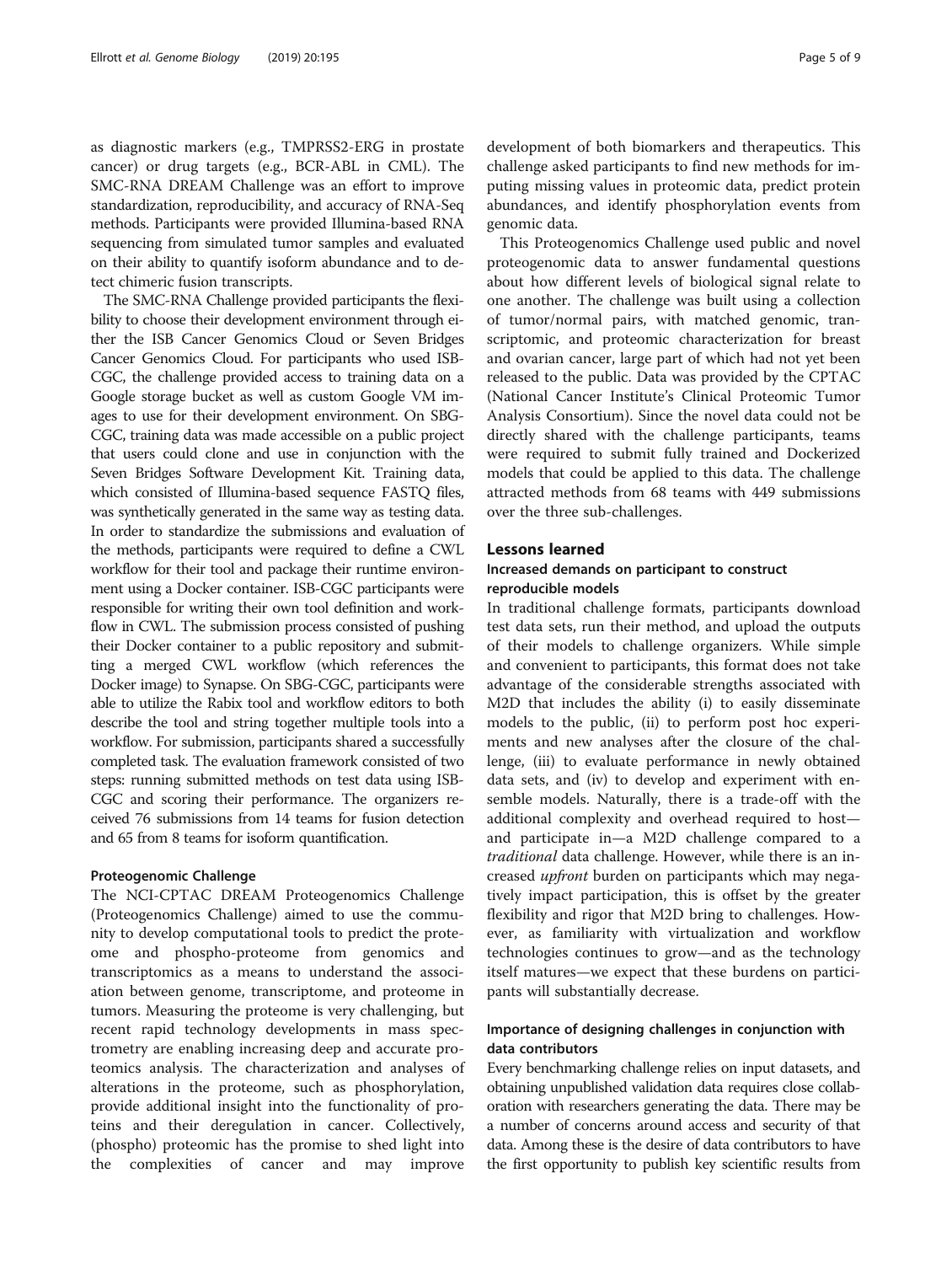as diagnostic markers (e.g., TMPRSS2-ERG in prostate cancer) or drug targets (e.g., BCR-ABL in CML). The SMC-RNA DREAM Challenge was an effort to improve standardization, reproducibility, and accuracy of RNA-Seq methods. Participants were provided Illumina-based RNA sequencing from simulated tumor samples and evaluated on their ability to quantify isoform abundance and to detect chimeric fusion transcripts.

The SMC-RNA Challenge provided participants the flexibility to choose their development environment through either the ISB Cancer Genomics Cloud or Seven Bridges Cancer Genomics Cloud. For participants who used ISB-CGC, the challenge provided access to training data on a Google storage bucket as well as custom Google VM images to use for their development environment. On SBG-CGC, training data was made accessible on a public project that users could clone and use in conjunction with the Seven Bridges Software Development Kit. Training data, which consisted of Illumina-based sequence FASTQ files, was synthetically generated in the same way as testing data. In order to standardize the submissions and evaluation of the methods, participants were required to define a CWL workflow for their tool and package their runtime environment using a Docker container. ISB-CGC participants were responsible for writing their own tool definition and workflow in CWL. The submission process consisted of pushing their Docker container to a public repository and submitting a merged CWL workflow (which references the Docker image) to Synapse. On SBG-CGC, participants were able to utilize the Rabix tool and workflow editors to both describe the tool and string together multiple tools into a workflow. For submission, participants shared a successfully completed task. The evaluation framework consisted of two steps: running submitted methods on test data using ISB-CGC and scoring their performance. The organizers received 76 submissions from 14 teams for fusion detection and 65 from 8 teams for isoform quantification.

#### Proteogenomic Challenge

The NCI-CPTAC DREAM Proteogenomics Challenge (Proteogenomics Challenge) aimed to use the community to develop computational tools to predict the proteome and phospho-proteome from genomics and transcriptomics as a means to understand the association between genome, transcriptome, and proteome in tumors. Measuring the proteome is very challenging, but recent rapid technology developments in mass spectrometry are enabling increasing deep and accurate proteomics analysis. The characterization and analyses of alterations in the proteome, such as phosphorylation, provide additional insight into the functionality of proteins and their deregulation in cancer. Collectively, (phospho) proteomic has the promise to shed light into the complexities of cancer and may improve development of both biomarkers and therapeutics. This challenge asked participants to find new methods for imputing missing values in proteomic data, predict protein abundances, and identify phosphorylation events from genomic data.

This Proteogenomics Challenge used public and novel proteogenomic data to answer fundamental questions about how different levels of biological signal relate to one another. The challenge was built using a collection of tumor/normal pairs, with matched genomic, transcriptomic, and proteomic characterization for breast and ovarian cancer, large part of which had not yet been released to the public. Data was provided by the CPTAC (National Cancer Institute's Clinical Proteomic Tumor Analysis Consortium). Since the novel data could not be directly shared with the challenge participants, teams were required to submit fully trained and Dockerized models that could be applied to this data. The challenge attracted methods from 68 teams with 449 submissions over the three sub-challenges.

## Lessons learned

### Increased demands on participant to construct reproducible models

In traditional challenge formats, participants download test data sets, run their method, and upload the outputs of their models to challenge organizers. While simple and convenient to participants, this format does not take advantage of the considerable strengths associated with M2D that includes the ability (i) to easily disseminate models to the public, (ii) to perform post hoc experiments and new analyses after the closure of the challenge, (iii) to evaluate performance in newly obtained data sets, and (iv) to develop and experiment with ensemble models. Naturally, there is a trade-off with the additional complexity and overhead required to host—and participate in—a M2D challenge compared to a *traditional* data challenge. However, while there is an increased *upfront* burden on participants which may negatively impact participation, this is offset by the greater flexibility and rigor that M2D bring to challenges. However, as familiarity with virtualization and workflow technologies continues to grow—and as the technology itself matures—we expect that these burdens on participants will substantially decrease.

### Importance of designing challenges in conjunction with data contributors

Every benchmarking challenge relies on input datasets, and obtaining unpublished validation data requires close collaboration with researchers generating the data. There may be a number of concerns around access and security of that data. Among these is the desire of data contributors to have the first opportunity to publish key scientific results from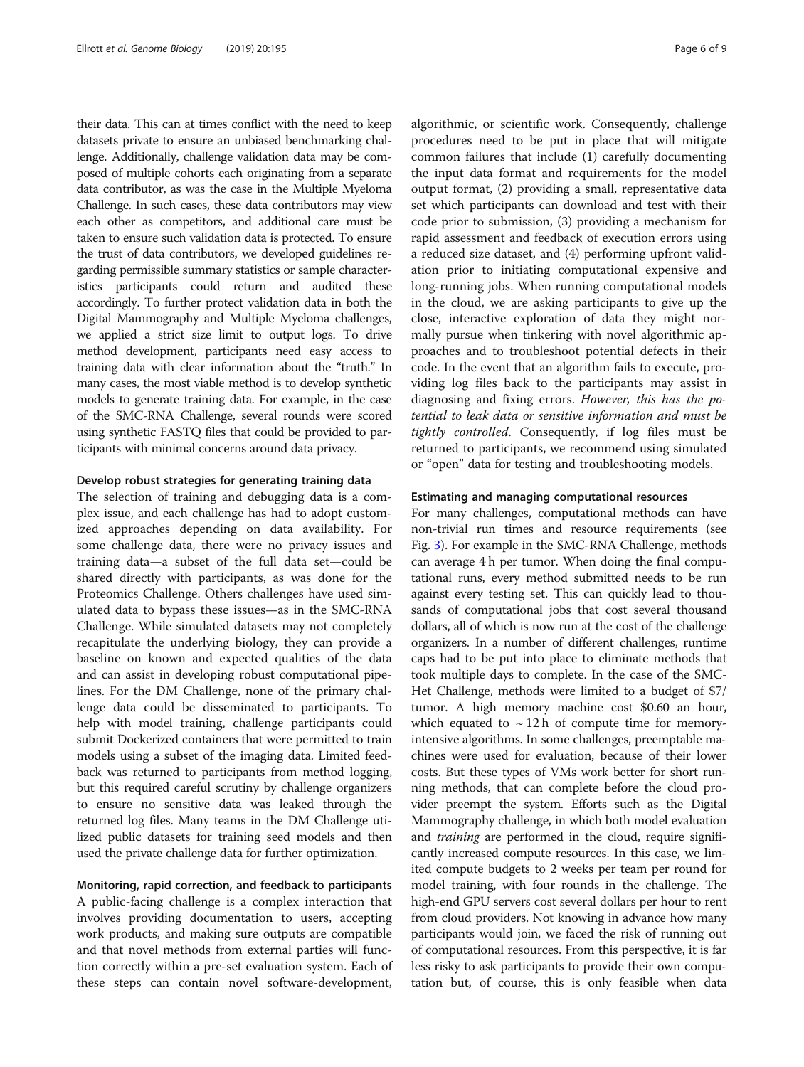their data. This can at times conflict with the need to keep datasets private to ensure an unbiased benchmarking challenge. Additionally, challenge validation data may be composed of multiple cohorts each originating from a separate data contributor, as was the case in the Multiple Myeloma Challenge. In such cases, these data contributors may view each other as competitors, and additional care must be taken to ensure such validation data is protected. To ensure the trust of data contributors, we developed guidelines regarding permissible summary statistics or sample characteristics participants could return and audited these accordingly. To further protect validation data in both the Digital Mammography and Multiple Myeloma challenges, we applied a strict size limit to output logs. To drive method development, participants need easy access to training data with clear information about the "truth." In many cases, the most viable method is to develop synthetic models to generate training data. For example, in the case of the SMC-RNA Challenge, several rounds were scored using synthetic FASTQ files that could be provided to participants with minimal concerns around data privacy.

### Develop robust strategies for generating training data

The selection of training and debugging data is a complex issue, and each challenge has had to adopt customized approaches depending on data availability. For some challenge data, there were no privacy issues and training data—a subset of the full data set—could be shared directly with participants, as was done for the Proteomics Challenge. Others challenges have used simulated data to bypass these issues—as in the SMC-RNA Challenge. While simulated datasets may not completely recapitulate the underlying biology, they can provide a baseline on known and expected qualities of the data and can assist in developing robust computational pipelines. For the DM Challenge, none of the primary challenge data could be disseminated to participants. To help with model training, challenge participants could submit Dockerized containers that were permitted to train models using a subset of the imaging data. Limited feedback was returned to participants from method logging, but this required careful scrutiny by challenge organizers to ensure no sensitive data was leaked through the returned log files. Many teams in the DM Challenge utilized public datasets for training seed models and then used the private challenge data for further optimization.

### Monitoring, rapid correction, and feedback to participants

A public-facing challenge is a complex interaction that involves providing documentation to users, accepting work products, and making sure outputs are compatible and that novel methods from external parties will function correctly within a pre-set evaluation system. Each of these steps can contain novel software-development, algorithmic, or scientific work. Consequently, challenge procedures need to be put in place that will mitigate common failures that include (1) carefully documenting the input data format and requirements for the model output format, (2) providing a small, representative data set which participants can download and test with their code prior to submission, (3) providing a mechanism for rapid assessment and feedback of execution errors using a reduced size dataset, and (4) performing upfront validation prior to initiating computational expensive and long-running jobs. When running computational models in the cloud, we are asking participants to give up the close, interactive exploration of data they might normally pursue when tinkering with novel algorithmic approaches and to troubleshoot potential defects in their code. In the event that an algorithm fails to execute, providing log files back to the participants may assist in diagnosing and fixing errors. *However, this has the potential to leak data or sensitive information and must be tightly controlled.* Consequently, if log files must be returned to participants, we recommend using simulated or "open" data for testing and troubleshooting models.

### Estimating and managing computational resources

For many challenges, computational methods can have non-trivial run times and resource requirements (see Fig. 3). For example in the SMC-RNA Challenge, methods can average 4 h per tumor. When doing the final computational runs, every method submitted needs to be run against every testing set. This can quickly lead to thousands of computational jobs that cost several thousand dollars, all of which is now run at the cost of the challenge organizers. In a number of different challenges, runtime caps had to be put into place to eliminate methods that took multiple days to complete. In the case of the SMC-Het Challenge, methods were limited to a budget of $7/tumor. A high memory machine cost $0.60 an hour, which equated to ~ 12 h of compute time for memory-intensive algorithms. In some challenges, preemptable machines were used for evaluation, because of their lower costs. But these types of VMs work better for short running methods, that can complete before the cloud provider preempt the system. Efforts such as the Digital Mammography challenge, in which both model evaluation and *training* are performed in the cloud, require significantly increased compute resources. In this case, we limited compute budgets to 2 weeks per team per round for model training, with four rounds in the challenge. The high-end GPU servers cost several dollars per hour to rent from cloud providers. Not knowing in advance how many participants would join, we faced the risk of running out of computational resources. From this perspective, it is far less risky to ask participants to provide their own computation but, of course, this is only feasible when data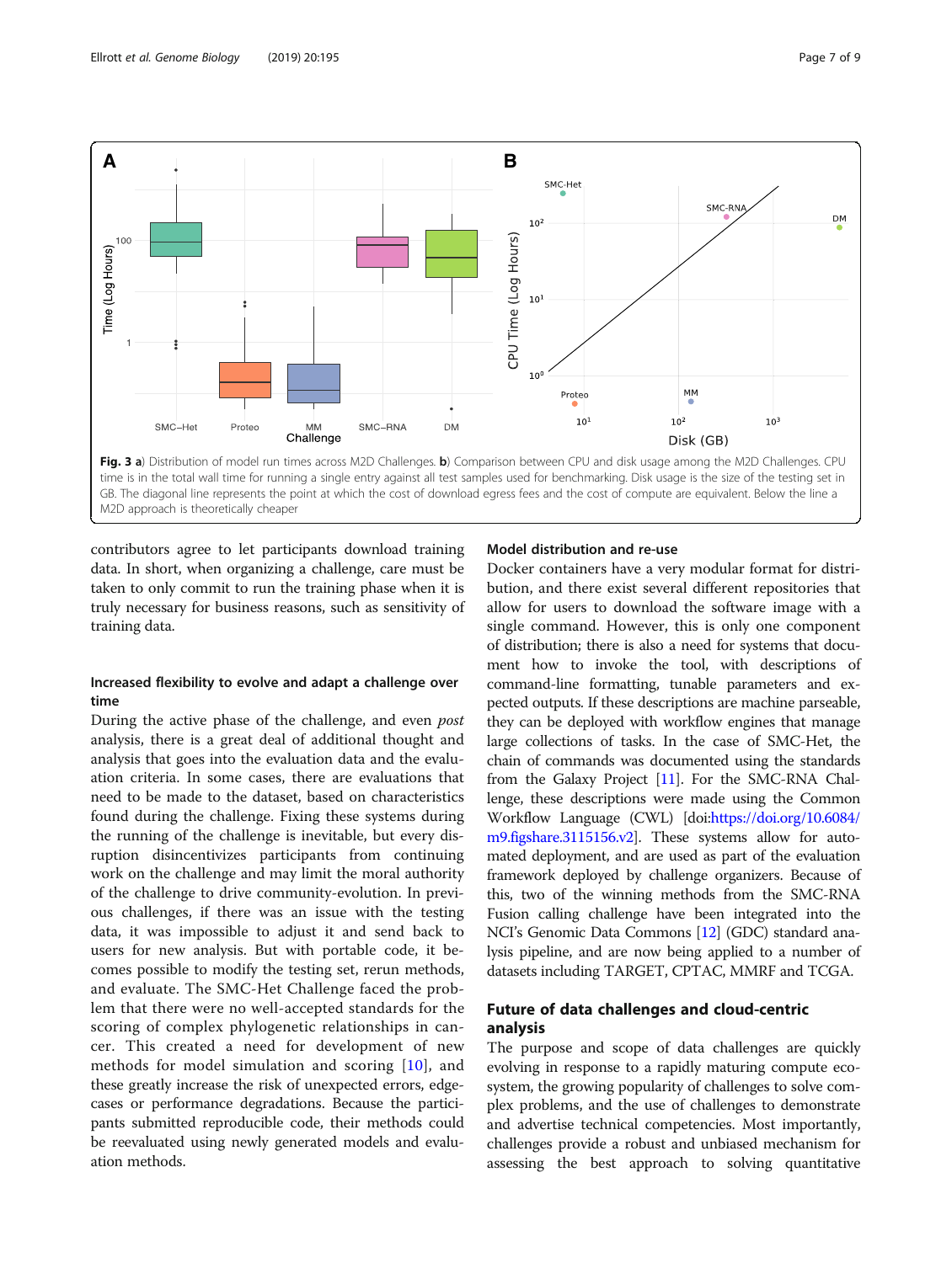**Fig. 3** **a**) Distribution of model run times across M2D Challenges. **b**) Comparison between CPU and disk usage among the M2D Challenges. CPU time is in the total wall time for running a single entry against all test samples used for benchmarking. Disk usage is the size of the testing set in GB. The diagonal line represents the point at which the cost of download egress fees and the cost of compute are equivalent. Below the line a M2D approach is theoretically cheaper

contributors agree to let participants download training data. In short, when organizing a challenge, care must be taken to only commit to run the training phase when it is truly necessary for business reasons, such as sensitivity of training data.

### Increased flexibility to evolve and adapt a challenge over time

During the active phase of the challenge, and even *post* analysis, there is a great deal of additional thought and analysis that goes into the evaluation data and the evaluation criteria. In some cases, there are evaluations that need to be made to the dataset, based on characteristics found during the challenge. Fixing these systems during the running of the challenge is inevitable, but every disruption disincentivizes participants from continuing work on the challenge and may limit the moral authority of the challenge to drive community-evolution. In previous challenges, if there was an issue with the testing data, it was impossible to adjust it and send back to users for new analysis. But with portable code, it becomes possible to modify the testing set, rerun methods, and evaluate. The SMC-Het Challenge faced the problem that there were no well-accepted standards for the scoring of complex phylogenetic relationships in cancer. This created a need for development of new methods for model simulation and scoring [10], and these greatly increase the risk of unexpected errors, edge-cases or performance degradations. Because the participants submitted reproducible code, their methods could be reevaluated using newly generated models and evaluation methods.

### Model distribution and re-use

Docker containers have a very modular format for distribution, and there exist several different repositories that allow for users to download the software image with a single command. However, this is only one component of distribution; there is also a need for systems that document how to invoke the tool, with descriptions of command-line formatting, tunable parameters and expected outputs. If these descriptions are machine parseable, they can be deployed with workflow engines that manage large collections of tasks. In the case of SMC-Het, the chain of commands was documented using the standards from the Galaxy Project [11]. For the SMC-RNA Challenge, these descriptions were made using the Common Workflow Language (CWL) [doi:https://doi.org/10.6084/m9.figshare.3115156.v2]. These systems allow for automated deployment, and are used as part of the evaluation framework deployed by challenge organizers. Because of this, two of the winning methods from the SMC-RNA Fusion calling challenge have been integrated into the NCI's Genomic Data Commons [12] (GDC) standard analysis pipeline, and are now being applied to a number of datasets including TARGET, CPTAC, MMRF and TCGA.

## Future of data challenges and cloud-centric analysis

The purpose and scope of data challenges are quickly evolving in response to a rapidly maturing compute ecosystem, the growing popularity of challenges to solve complex problems, and the use of challenges to demonstrate and advertise technical competencies. Most importantly, challenges provide a robust and unbiased mechanism for assessing the best approach to solving quantitative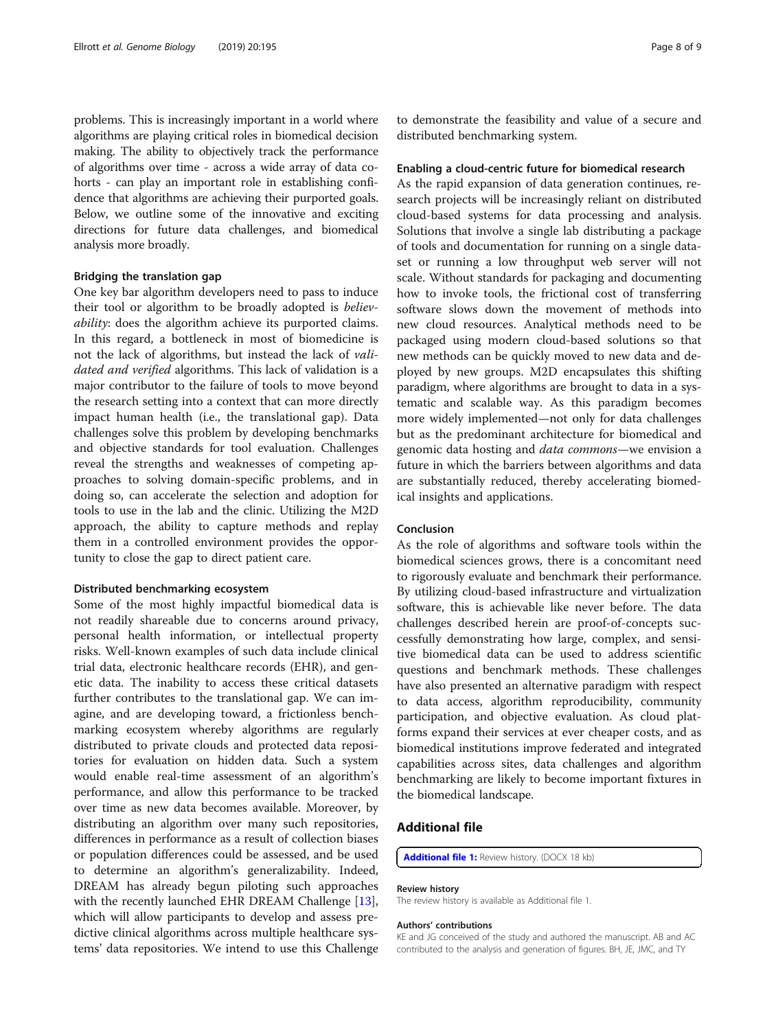problems. This is increasingly important in a world where algorithms are playing critical roles in biomedical decision making. The ability to objectively track the performance of algorithms over time - across a wide array of data cohorts - can play an important role in establishing confidence that algorithms are achieving their purported goals. Below, we outline some of the innovative and exciting directions for future data challenges, and biomedical analysis more broadly.

### Bridging the translation gap

One key bar algorithm developers need to pass to induce their tool or algorithm to be broadly adopted is *believability*: does the algorithm achieve its purported claims. In this regard, a bottleneck in most of biomedicine is not the lack of algorithms, but instead the lack of *validated and verified* algorithms. This lack of validation is a major contributor to the failure of tools to move beyond the research setting into a context that can more directly impact human health (i.e., the translational gap). Data challenges solve this problem by developing benchmarks and objective standards for tool evaluation. Challenges reveal the strengths and weaknesses of competing approaches to solving domain-specific problems, and in doing so, can accelerate the selection and adoption for tools to use in the lab and the clinic. Utilizing the M2D approach, the ability to capture methods and replay them in a controlled environment provides the opportunity to close the gap to direct patient care.

### Distributed benchmarking ecosystem

Some of the most highly impactful biomedical data is not readily shareable due to concerns around privacy, personal health information, or intellectual property risks. Well-known examples of such data include clinical trial data, electronic healthcare records (EHR), and genetic data. The inability to access these critical datasets further contributes to the translational gap. We can imagine, and are developing toward, a frictionless benchmarking ecosystem whereby algorithms are regularly distributed to private clouds and protected data repositories for evaluation on hidden data. Such a system would enable real-time assessment of an algorithm's performance, and allow this performance to be tracked over time as new data becomes available. Moreover, by distributing an algorithm over many such repositories, differences in performance as a result of collection biases or population differences could be assessed, and be used to determine an algorithm's generalizability. Indeed, DREAM has already begun piloting such approaches with the recently launched EHR DREAM Challenge [13], which will allow participants to develop and assess predictive clinical algorithms across multiple healthcare systems' data repositories. We intend to use this Challenge to demonstrate the feasibility and value of a secure and distributed benchmarking system.

### Enabling a cloud-centric future for biomedical research

As the rapid expansion of data generation continues, research projects will be increasingly reliant on distributed cloud-based systems for data processing and analysis. Solutions that involve a single lab distributing a package of tools and documentation for running on a single dataset or running a low throughput web server will not scale. Without standards for packaging and documenting how to invoke tools, the frictional cost of transferring software slows down the movement of methods into new cloud resources. Analytical methods need to be packaged using modern cloud-based solutions so that new methods can be quickly moved to new data and deployed by new groups. M2D encapsulates this shifting paradigm, where algorithms are brought to data in a systematic and scalable way. As this paradigm becomes more widely implemented—not only for data challenges but as the predominant architecture for biomedical and genomic data hosting and *data commons*—we envision a future in which the barriers between algorithms and data are substantially reduced, thereby accelerating biomedical insights and applications.

## Conclusion

As the role of algorithms and software tools within the biomedical sciences grows, there is a concomitant need to rigorously evaluate and benchmark their performance. By utilizing cloud-based infrastructure and virtualization software, this is achievable like never before. The data challenges described herein are proof-of-concepts successfully demonstrating how large, complex, and sensitive biomedical data can be used to address scientific questions and benchmark methods. These challenges have also presented an alternative paradigm with respect to data access, algorithm reproducibility, community participation, and objective evaluation. As cloud platforms expand their services at ever cheaper costs, and as biomedical institutions improve federated and integrated capabilities across sites, data challenges and algorithm benchmarking are likely to become important fixtures in the biomedical landscape.

## Additional file

**Additional file 1:** Review history. (DOCX 18 kb)

#### Review history

The review history is available as Additional file 1.

#### Authors' contributions

KE and JG conceived of the study and authored the manuscript. AB and AC contributed to the analysis and generation of figures. BH, JE, JMC, and TY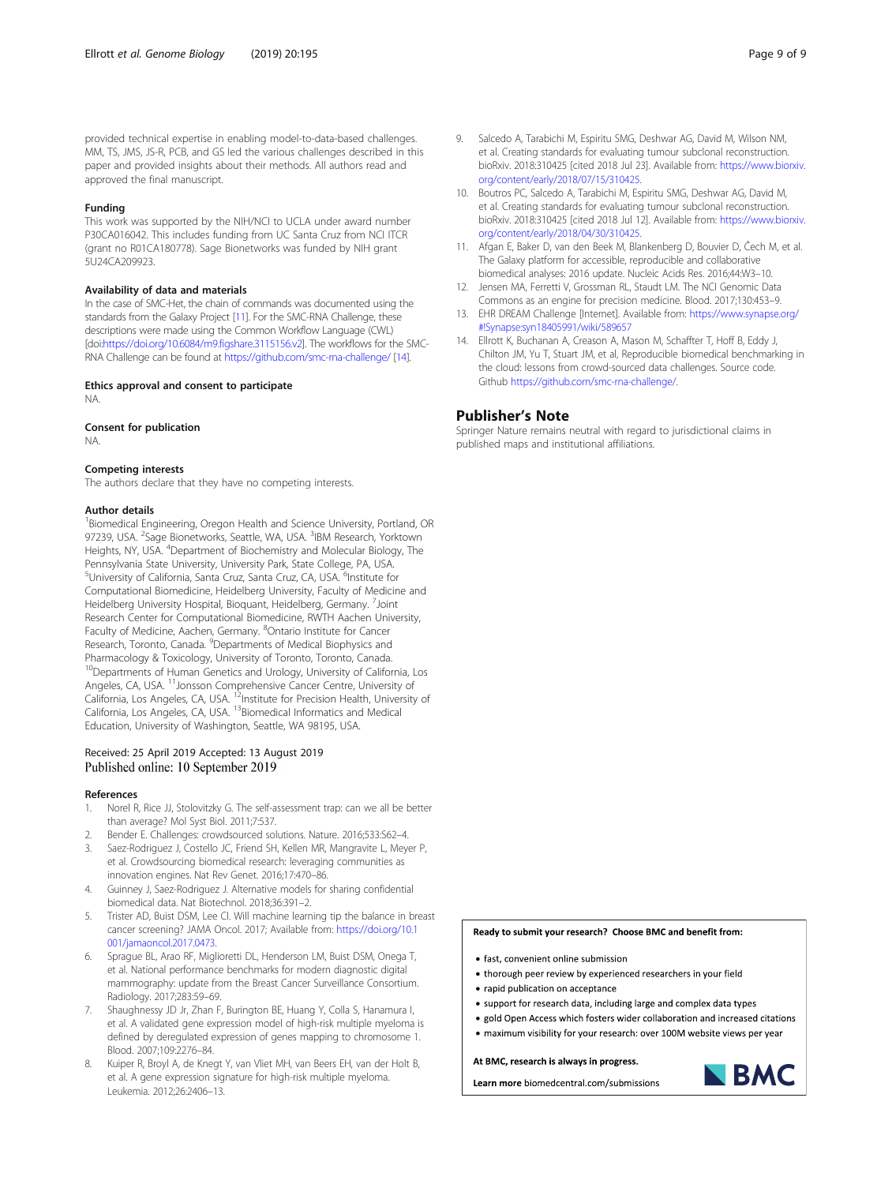provided technical expertise in enabling model-to-data-based challenges. MM, TS, JMS, JS-R, PCB, and GS led the various challenges described in this paper and provided insights about their methods. All authors read and approved the final manuscript.

### Funding

This work was supported by the NIH/NCI to UCLA under award number P30CA016042. This includes funding from UC Santa Cruz from NCI ITCR (grant no R01CA180778). Sage Bionetworks was funded by NIH grant 5U24CA209923.

### Availability of data and materials

In the case of SMC-Het, the chain of commands was documented using the standards from the Galaxy Project [11]. For the SMC-RNA Challenge, these descriptions were made using the Common Workflow Language (CWL) [doi:https://doi.org/10.6084/m9.figshare.3115156.v2]. The workflows for the SMC-RNA Challenge can be found at https://github.com/smc-rna-challenge/ [14].

### Ethics approval and consent to participate

NA.

### Consent for publication

NA.

### Competing interests

The authors declare that they have no competing interests.

### Author details

[1]Biomedical Engineering, Oregon Health and Science University, Portland, OR 97239, USA. [2]Sage Bionetworks, Seattle, WA, USA. [3]IBM Research, Yorktown Heights, NY, USA. [4]Department of Biochemistry and Molecular Biology, The Pennsylvania State University, University Park, State College, PA, USA. [5]University of California, Santa Cruz, Santa Cruz, CA, USA. [6]Institute for Computational Biomedicine, Heidelberg University, Faculty of Medicine and Heidelberg University Hospital, Bioquant, Heidelberg, Germany. [7]Joint Research Center for Computational Biomedicine, RWTH Aachen University, Faculty of Medicine, Aachen, Germany. [8]Ontario Institute for Cancer Research, Toronto, Canada. [9]Departments of Medical Biophysics and Pharmacology & Toxicology, University of Toronto, Toronto, Canada. [10]Departments of Human Genetics and Urology, University of California, Los Angeles, CA, USA. [11]Jonsson Comprehensive Cancer Centre, University of California, Los Angeles, CA, USA. [12]Institute for Precision Health, University of California, Los Angeles, CA, USA. [13]Biomedical Informatics and Medical Education, University of Washington, Seattle, WA 98195, USA.

Received: 25 April 2019 Accepted: 13 August 2019
Published online: 10 September 2019

### References

1. Norel R, Rice JJ, Stolovitzky G. The self-assessment trap: can we all be better than average? Mol Syst Biol. 2011;7:537.
2. Bender E. Challenges: crowdsourced solutions. Nature. 2016;533:S62–4.
3. Saez-Rodriguez J, Costello JC, Friend SH, Kellen MR, Mangravite L, Meyer P, et al. Crowdsourcing biomedical research: leveraging communities as innovation engines. Nat Rev Genet. 2016;17:470–86.
4. Guinney J, Saez-Rodriguez J. Alternative models for sharing confidential biomedical data. Nat Biotechnol. 2018;36:391–2.
5. Trister AD, Buist DSM, Lee CI. Will machine learning tip the balance in breast cancer screening? JAMA Oncol. 2017; Available from: https://doi.org/10.1001/jamaoncol.2017.0473.
6. Sprague BL, Arao RF, Miglioretti DL, Henderson LM, Buist DSM, Onega T, et al. National performance benchmarks for modern diagnostic digital mammography: update from the Breast Cancer Surveillance Consortium. Radiology. 2017;283:59–69.
7. Shaughnessy JD Jr, Zhan F, Burington BE, Huang Y, Colla S, Hanamura I, et al. A validated gene expression model of high-risk multiple myeloma is defined by deregulated expression of genes mapping to chromosome 1. Blood. 2007;109:2276–84.
8. Kuiper R, Broyl A, de Knegt Y, van Vliet MH, van Beers EH, van der Holt B, et al. A gene expression signature for high-risk multiple myeloma. Leukemia. 2012;26:2406–13.
9. Salcedo A, Tarabichi M, Espiritu SMG, Deshwar AG, David M, Wilson NM, et al. Creating standards for evaluating tumour subclonal reconstruction. bioRxiv. 2018:310425 [cited 2018 Jul 23]. Available from: https://www.biorxiv.org/content/early/2018/07/15/310425.
10. Boutros PC, Salcedo A, Tarabichi M, Espiritu SMG, Deshwar AG, David M, et al. Creating standards for evaluating tumour subclonal reconstruction. bioRxiv. 2018:310425 [cited 2018 Jul 12]. Available from: https://www.biorxiv.org/content/early/2018/04/30/310425.
11. Afgan E, Baker D, van den Beek M, Blankenberg D, Bouvier D, Čech M, et al. The Galaxy platform for accessible, reproducible and collaborative biomedical analyses: 2016 update. Nucleic Acids Res. 2016;44:W3–10.
12. Jensen MA, Ferretti V, Grossman RL, Staudt LM. The NCI Genomic Data Commons as an engine for precision medicine. Blood. 2017;130:453–9.
13. EHR DREAM Challenge [Internet]. Available from: https://www.synapse.org/#!Synapse:syn18405991/wiki/589657
14. Ellrott K, Buchanan A, Creason A, Mason M, Schaffter T, Hoff B, Eddy J, Chilton JM, Yu T, Stuart JM, et al, Reproducible biomedical benchmarking in the cloud: lessons from crowd-sourced data challenges. Source code. Github https://github.com/smc-rna-challenge/.

## Publisher's Note

Springer Nature remains neutral with regard to jurisdictional claims in published maps and institutional affiliations.

**Ready to submit your research? Choose BMC and benefit from:**

- fast, convenient online submission
- thorough peer review by experienced researchers in your field
- rapid publication on acceptance
- support for research data, including large and complex data types
- gold Open Access which fosters wider collaboration and increased citations
- maximum visibility for your research: over 100M website views per year

**At BMC, research is always in progress.**

**Learn more** biomedcentral.com/submissions

BMC